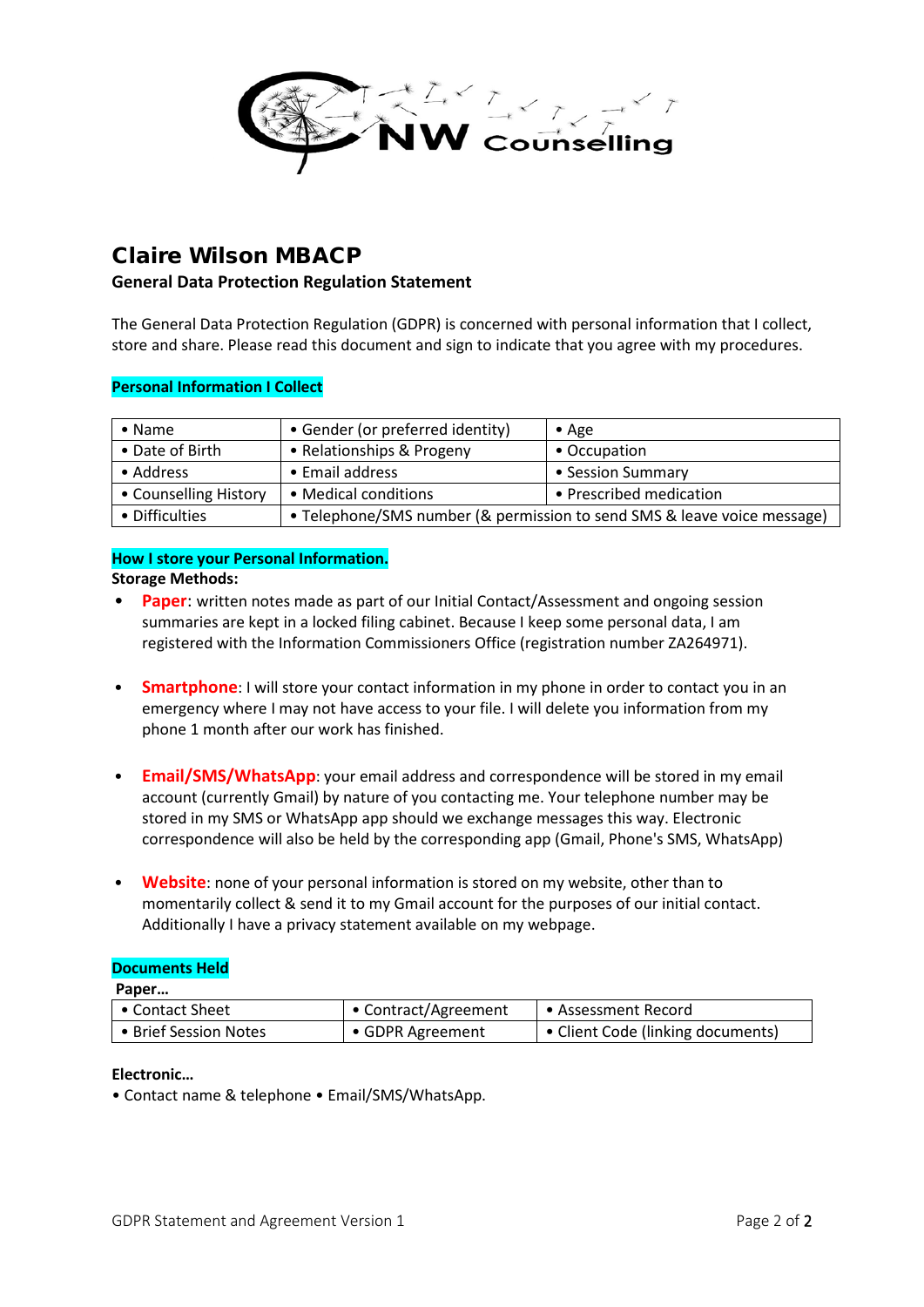# Claire Wilson MBACP

**General Data Protection Regulation Statement**

The General Data Protection Regulation (GDPR) is concerned with personal information that I collect, store and share. Please read this document and sign to indicate that you agree with my procedures.

## Personal Information I Collect

| | | |
|---|---|---|
| • Name | • Gender (or preferred identity) | • Age |
| • Date of Birth | • Relationships & Progeny | • Occupation |
| • Address | • Email address | • Session Summary |
| • Counselling History | • Medical conditions | • Prescribed medication |
| • Difficulties | • Telephone/SMS number (& permission to send SMS & leave voice message) | |

## How I store your Personal Information.

**Storage Methods:**

- **Paper**: written notes made as part of our Initial Contact/Assessment and ongoing session summaries are kept in a locked filing cabinet. Because I keep some personal data, I am registered with the Information Commissioners Office (registration number ZA264971).

- **Smartphone**: I will store your contact information in my phone in order to contact you in an emergency where I may not have access to your file. I will delete you information from my phone 1 month after our work has finished.

- **Email/SMS/WhatsApp**: your email address and correspondence will be stored in my email account (currently Gmail) by nature of you contacting me. Your telephone number may be stored in my SMS or WhatsApp app should we exchange messages this way. Electronic correspondence will also be held by the corresponding app (Gmail, Phone's SMS, WhatsApp)

- **Website**: none of your personal information is stored on my website, other than to momentarily collect & send it to my Gmail account for the purposes of our initial contact. Additionally I have a privacy statement available on my webpage.

## Documents Held

**Paper…**

| | | |
|---|---|---|
| • Contact Sheet | • Contract/Agreement | • Assessment Record |
| • Brief Session Notes | • GDPR Agreement | • Client Code (linking documents) |

**Electronic…**

• Contact name & telephone • Email/SMS/WhatsApp.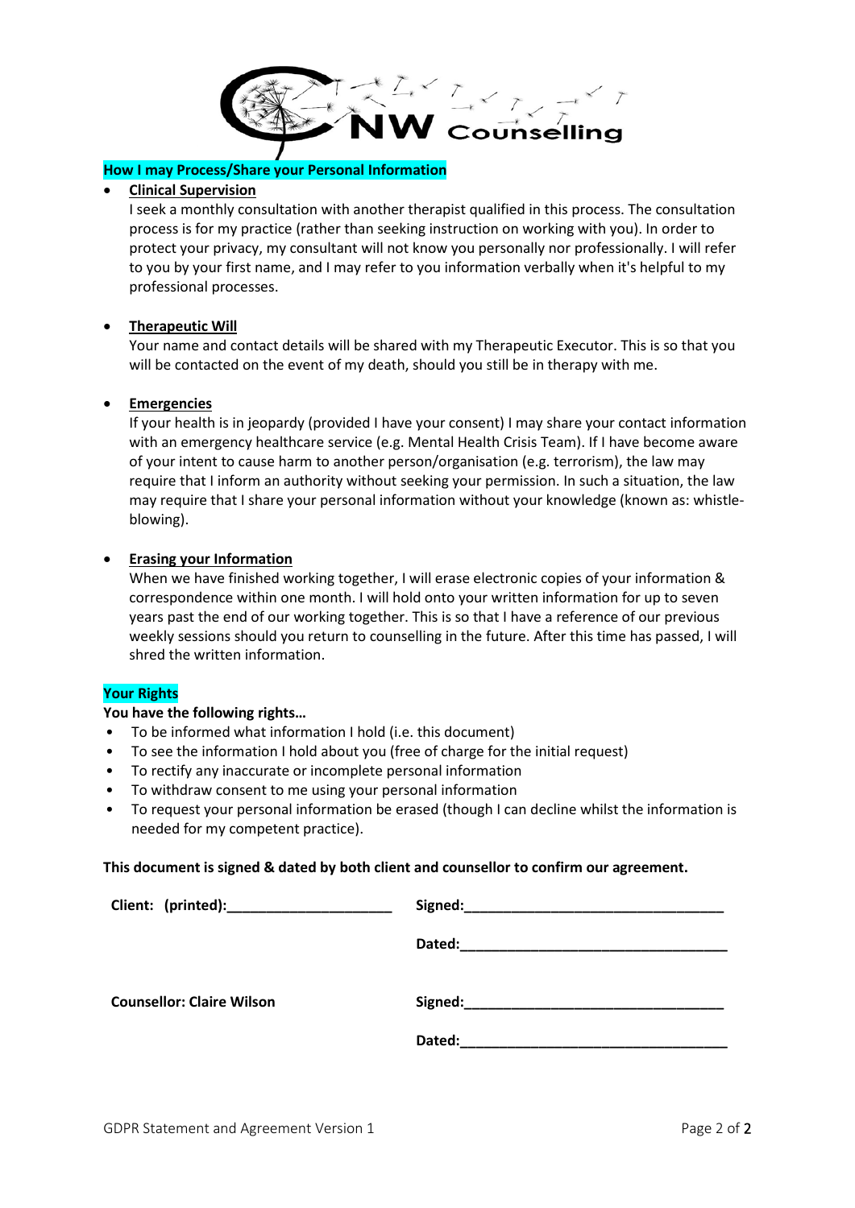NW Counselling

## How I may Process/Share your Personal Information

- **Clinical Supervision**
  I seek a monthly consultation with another therapist qualified in this process. The consultation process is for my practice (rather than seeking instruction on working with you). In order to protect your privacy, my consultant will not know you personally nor professionally. I will refer to you by your first name, and I may refer to you information verbally when it's helpful to my professional processes.

- **Therapeutic Will**
  Your name and contact details will be shared with my Therapeutic Executor. This is so that you will be contacted on the event of my death, should you still be in therapy with me.

- **Emergencies**
  If your health is in jeopardy (provided I have your consent) I may share your contact information with an emergency healthcare service (e.g. Mental Health Crisis Team). If I have become aware of your intent to cause harm to another person/organisation (e.g. terrorism), the law may require that I inform an authority without seeking your permission. In such a situation, the law may require that I share your personal information without your knowledge (known as: whistle-blowing).

- **Erasing your Information**
  When we have finished working together, I will erase electronic copies of your information & correspondence within one month. I will hold onto your written information for up to seven years past the end of our working together. This is so that I have a reference of our previous weekly sessions should you return to counselling in the future. After this time has passed, I will shred the written information.

## Your Rights

**You have the following rights…**

- To be informed what information I hold (i.e. this document)
- To see the information I hold about you (free of charge for the initial request)
- To rectify any inaccurate or incomplete personal information
- To withdraw consent to me using your personal information
- To request your personal information be erased (though I can decline whilst the information is needed for my competent practice).

**This document is signed & dated by both client and counsellor to confirm our agreement.**

**Client: (printed):**____________________ **Signed:**________________________________

**Dated:**________________________________

**Counsellor: Claire Wilson** **Signed:**________________________________

**Dated:**________________________________

GDPR Statement and Agreement Version 1